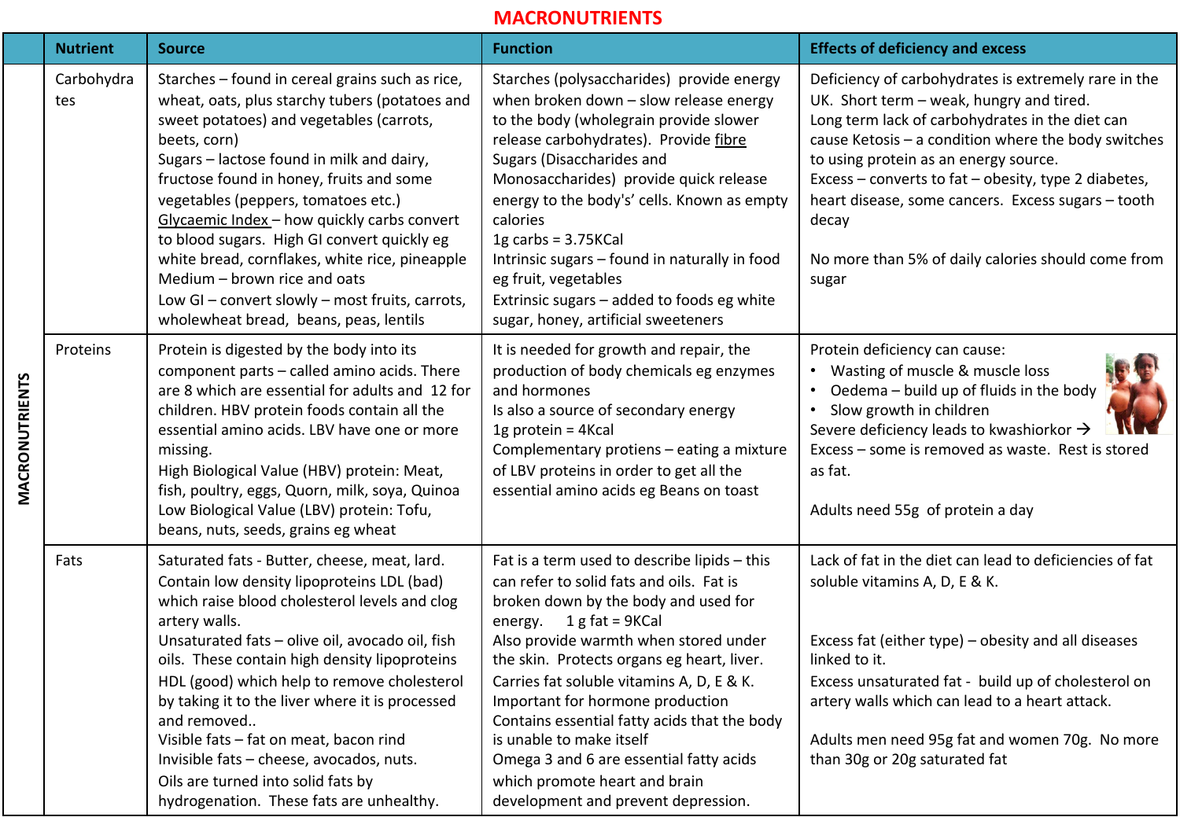# MACRONUTRIENTS

| | Nutrient | Source | Function | Effects of deficiency and excess |
|---|---|---|---|---|
| MACRONUTRIENTS | Carbohydrates | Starches – found in cereal grains such as rice, wheat, oats, plus starchy tubers (potatoes and sweet potatoes) and vegetables (carrots, beets, corn)<br>Sugars – lactose found in milk and dairy, fructose found in honey, fruits and some vegetables (peppers, tomatoes etc.)<br>Glycaemic Index – how quickly carbs convert to blood sugars. High GI convert quickly eg white bread, cornflakes, white rice, pineapple<br>Medium – brown rice and oats<br>Low GI – convert slowly – most fruits, carrots, wholewheat bread, beans, peas, lentils | Starches (polysaccharides) provide energy when broken down – slow release energy to the body (wholegrain provide slower release carbohydrates). Provide fibre<br>Sugars (Disaccharides and Monosaccharides) provide quick release energy to the body's' cells. Known as empty calories<br>1g carbs = 3.75KCal<br>Intrinsic sugars – found in naturally in food eg fruit, vegetables<br>Extrinsic sugars – added to foods eg white sugar, honey, artificial sweeteners | Deficiency of carbohydrates is extremely rare in the UK. Short term – weak, hungry and tired.<br>Long term lack of carbohydrates in the diet can cause Ketosis – a condition where the body switches to using protein as an energy source.<br>Excess – converts to fat – obesity, type 2 diabetes, heart disease, some cancers. Excess sugars – tooth decay<br><br>No more than 5% of daily calories should come from sugar |
| | Proteins | Protein is digested by the body into its component parts – called amino acids. There are 8 which are essential for adults and 12 for children. HBV protein foods contain all the essential amino acids. LBV have one or more missing.<br>High Biological Value (HBV) protein: Meat, fish, poultry, eggs, Quorn, milk, soya, Quinoa<br>Low Biological Value (LBV) protein: Tofu, beans, nuts, seeds, grains eg wheat | It is needed for growth and repair, the production of body chemicals eg enzymes and hormones<br>Is also a source of secondary energy<br>1g protein = 4Kcal<br>Complementary protiens – eating a mixture of LBV proteins in order to get all the essential amino acids eg Beans on toast | Protein deficiency can cause:<br>• Wasting of muscle & muscle loss<br>• Oedema – build up of fluids in the body<br>• Slow growth in children<br>Severe deficiency leads to kwashiorkor →<br>Excess – some is removed as waste. Rest is stored as fat.<br><br>Adults need 55g of protein a day |
| | Fats | Saturated fats - Butter, cheese, meat, lard. Contain low density lipoproteins LDL (bad) which raise blood cholesterol levels and clog artery walls.<br>Unsaturated fats – olive oil, avocado oil, fish oils. These contain high density lipoproteins HDL (good) which help to remove cholesterol by taking it to the liver where it is processed and removed..<br>Visible fats – fat on meat, bacon rind<br>Invisible fats – cheese, avocados, nuts.<br>Oils are turned into solid fats by hydrogenation. These fats are unhealthy. | Fat is a term used to describe lipids – this can refer to solid fats and oils. Fat is broken down by the body and used for energy. 1 g fat = 9KCal<br>Also provide warmth when stored under the skin. Protects organs eg heart, liver.<br>Carries fat soluble vitamins A, D, E & K.<br>Important for hormone production<br>Contains essential fatty acids that the body is unable to make itself<br>Omega 3 and 6 are essential fatty acids which promote heart and brain development and prevent depression. | Lack of fat in the diet can lead to deficiencies of fat soluble vitamins A, D, E & K.<br><br>Excess fat (either type) – obesity and all diseases linked to it.<br>Excess unsaturated fat - build up of cholesterol on artery walls which can lead to a heart attack.<br><br>Adults men need 95g fat and women 70g. No more than 30g or 20g saturated fat |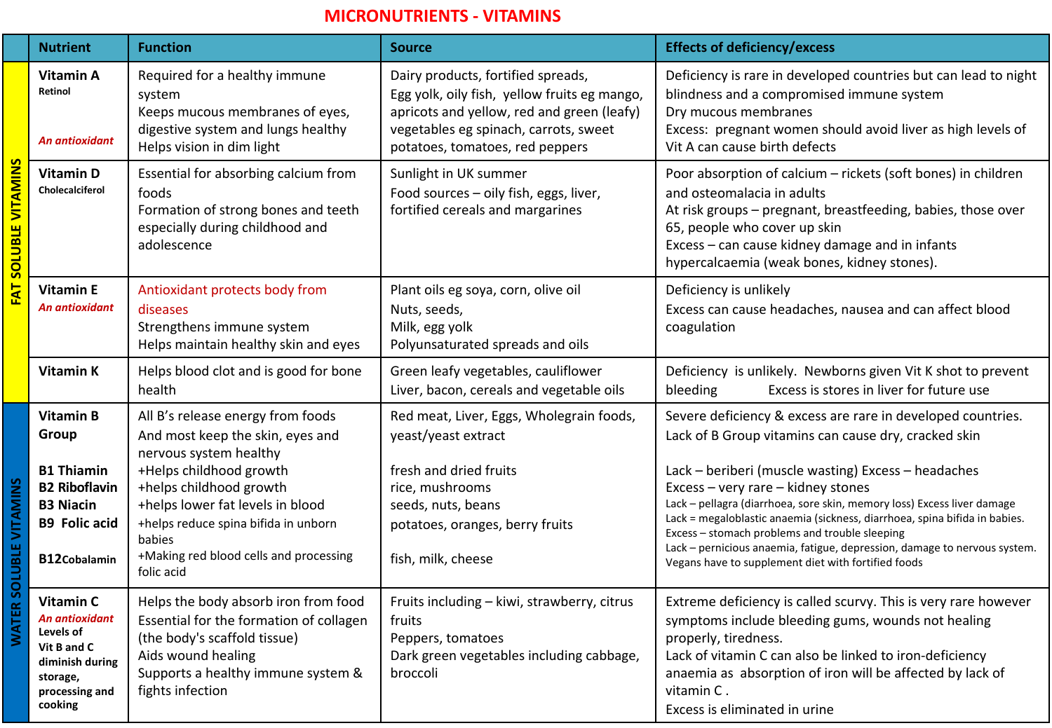# MICRONUTRIENTS - VITAMINS

| | Nutrient | Function | Source | Effects of deficiency/excess |
|---|---|---|---|---|
| FAT SOLUBLE VITAMINS | **Vitamin A** Retinol *An antioxidant* | Required for a healthy immune system Keeps mucous membranes of eyes, digestive system and lungs healthy Helps vision in dim light | Dairy products, fortified spreads, Egg yolk, oily fish, yellow fruits eg mango, apricots and yellow, red and green (leafy) vegetables eg spinach, carrots, sweet potatoes, tomatoes, red peppers | Deficiency is rare in developed countries but can lead to night blindness and a compromised immune system Dry mucous membranes Excess: pregnant women should avoid liver as high levels of Vit A can cause birth defects |
| | **Vitamin D** Cholecalciferol | Essential for absorbing calcium from foods Formation of strong bones and teeth especially during childhood and adolescence | Sunlight in UK summer Food sources – oily fish, eggs, liver, fortified cereals and margarines | Poor absorption of calcium – rickets (soft bones) in children and osteomalacia in adults At risk groups – pregnant, breastfeeding, babies, those over 65, people who cover up skin Excess – can cause kidney damage and in infants hypercalcaemia (weak bones, kidney stones). |
| | **Vitamin E** *An antioxidant* | Antioxidant protects body from diseases Strengthens immune system Helps maintain healthy skin and eyes | Plant oils eg soya, corn, olive oil Nuts, seeds, Milk, egg yolk Polyunsaturated spreads and oils | Deficiency is unlikely Excess can cause headaches, nausea and can affect blood coagulation |
| | **Vitamin K** | Helps blood clot and is good for bone health | Green leafy vegetables, cauliflower Liver, bacon, cereals and vegetable oils | Deficiency is unlikely. Newborns given Vit K shot to prevent bleeding Excess is stores in liver for future use |
| WATER SOLUBLE VITAMINS | **Vitamin B Group** | All B's release energy from foods And most keep the skin, eyes and nervous system healthy | Red meat, Liver, Eggs, Wholegrain foods, yeast/yeast extract | Severe deficiency & excess are rare in developed countries. Lack of B Group vitamins can cause dry, cracked skin |
| | **B1 Thiamin** | +Helps childhood growth | fresh and dried fruits | Lack – beriberi (muscle wasting) Excess – headaches |
| | **B2 Riboflavin** | +helps childhood growth | rice, mushrooms | Excess – very rare – kidney stones |
| | **B3 Niacin** | +helps lower fat levels in blood | seeds, nuts, beans | Lack – pellagra (diarrhoea, sore skin, memory loss) Excess liver damage |
| | **B9 Folic acid** | +helps reduce spina bifida in unborn babies | potatoes, oranges, berry fruits | Lack = megaloblastic anaemia (sickness, diarrhoea, spina bifida in babies. Excess – stomach problems and trouble sleeping |
| | **B12** Cobalamin | +Making red blood cells and processing folic acid | fish, milk, cheese | Lack – pernicious anaemia, fatigue, depression, damage to nervous system. Vegans have to supplement diet with fortified foods |
| | **Vitamin C** *An antioxidant* **Levels of Vit B and C diminish during storage, processing and cooking** | Helps the body absorb iron from food Essential for the formation of collagen (the body's scaffold tissue) Aids wound healing Supports a healthy immune system & fights infection | Fruits including – kiwi, strawberry, citrus fruits Peppers, tomatoes Dark green vegetables including cabbage, broccoli | Extreme deficiency is called scurvy. This is very rare however symptoms include bleeding gums, wounds not healing properly, tiredness. Lack of vitamin C can also be linked to iron-deficiency anaemia as absorption of iron will be affected by lack of vitamin C . Excess is eliminated in urine |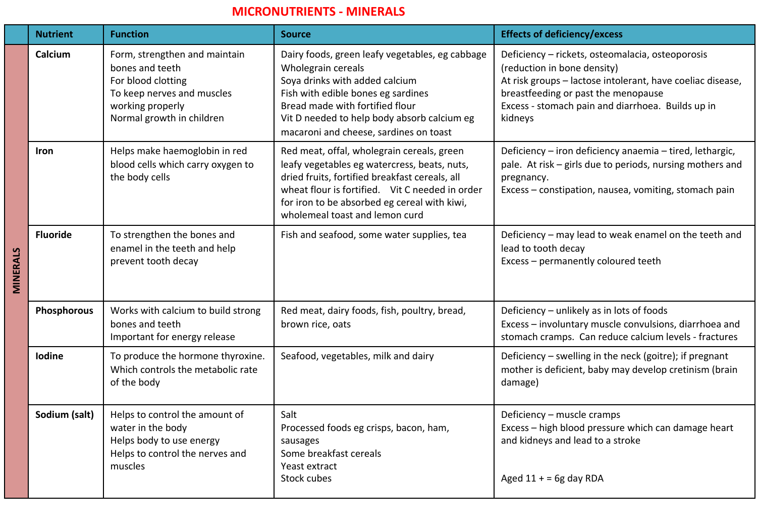# MICRONUTRIENTS - MINERALS

| | Nutrient | Function | Source | Effects of deficiency/excess |
|---|---|---|---|---|
| MINERALS | **Calcium** | Form, strengthen and maintain bones and teeth<br>For blood clotting<br>To keep nerves and muscles working properly<br>Normal growth in children | Dairy foods, green leafy vegetables, eg cabbage<br>Wholegrain cereals<br>Soya drinks with added calcium<br>Fish with edible bones eg sardines<br>Bread made with fortified flour<br>Vit D needed to help body absorb calcium eg macaroni and cheese, sardines on toast | Deficiency – rickets, osteomalacia, osteoporosis (reduction in bone density)<br>At risk groups – lactose intolerant, have coeliac disease, breastfeeding or past the menopause<br>Excess - stomach pain and diarrhoea. Builds up in kidneys |
| | **Iron** | Helps make haemoglobin in red blood cells which carry oxygen to the body cells | Red meat, offal, wholegrain cereals, green leafy vegetables eg watercress, beats, nuts, dried fruits, fortified breakfast cereals, all wheat flour is fortified. Vit C needed in order for iron to be absorbed eg cereal with kiwi, wholemeal toast and lemon curd | Deficiency – iron deficiency anaemia – tired, lethargic, pale. At risk – girls due to periods, nursing mothers and pregnancy.<br>Excess – constipation, nausea, vomiting, stomach pain |
| | **Fluoride** | To strengthen the bones and enamel in the teeth and help prevent tooth decay | Fish and seafood, some water supplies, tea | Deficiency – may lead to weak enamel on the teeth and lead to tooth decay<br>Excess – permanently coloured teeth |
| | **Phosphorous** | Works with calcium to build strong bones and teeth<br>Important for energy release | Red meat, dairy foods, fish, poultry, bread, brown rice, oats | Deficiency – unlikely as in lots of foods<br>Excess – involuntary muscle convulsions, diarrhoea and stomach cramps. Can reduce calcium levels - fractures |
| | **Iodine** | To produce the hormone thyroxine. Which controls the metabolic rate of the body | Seafood, vegetables, milk and dairy | Deficiency – swelling in the neck (goitre); if pregnant mother is deficient, baby may develop cretinism (brain damage) |
| | **Sodium (salt)** | Helps to control the amount of water in the body<br>Helps body to use energy<br>Helps to control the nerves and muscles | Salt<br>Processed foods eg crisps, bacon, ham, sausages<br>Some breakfast cereals<br>Yeast extract<br>Stock cubes | Deficiency – muscle cramps<br>Excess – high blood pressure which can damage heart and kidneys and lead to a stroke<br><br>Aged 11 + = 6g day RDA |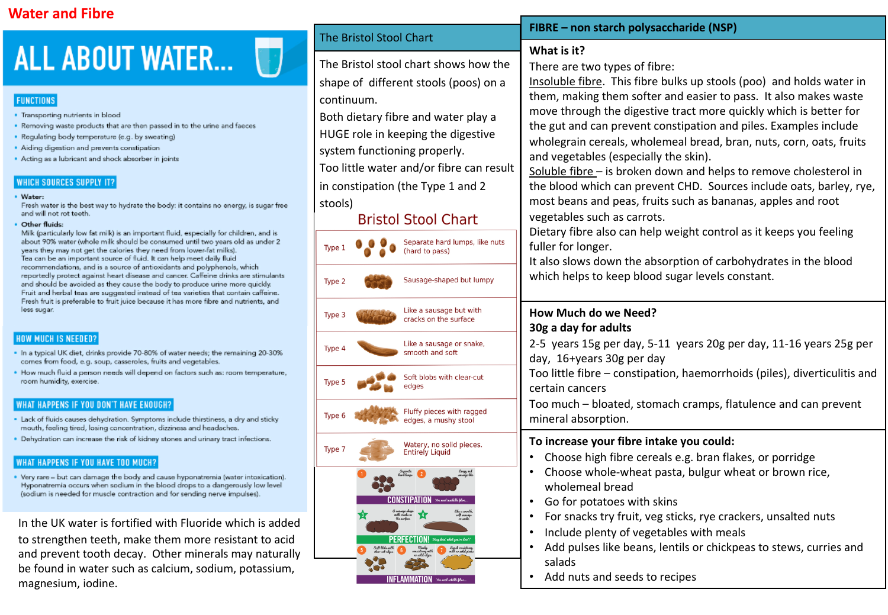# Water and Fibre

## ALL ABOUT WATER...

### FUNCTIONS

- Transporting nutrients in blood
- Removing waste products that are then passed in to the urine and faeces
- Regulating body temperature (e.g. by sweating)
- Aiding digestion and prevents constipation
- Acting as a lubricant and shock absorber in joints

### WHICH SOURCES SUPPLY IT?

- **Water:**
  Fresh water is the best way to hydrate the body: it contains no energy, is sugar free and will not rot teeth.
- **Other fluids:**
  Milk (particularly low fat milk) is an important fluid, especially for children, and is about 90% water (whole milk should be consumed until two years old as under 2 years they may not get the calories they need from lower-fat milks).
  Tea can be an important source of fluid. It can help meet daily fluid recommendations, and is a source of antioxidants and polyphenols, which reportedly protect against heart disease and cancer. Caffeine drinks are stimulants and should be avoided as they cause the body to produce urine more quickly. Fruit and herbal teas are suggested instead of tea varieties that contain caffeine.
  Fresh fruit is preferable to fruit juice because it has more fibre and nutrients, and less sugar.

### HOW MUCH IS NEEDED?

- In a typical UK diet, drinks provide 70-80% of water needs; the remaining 20-30% comes from food, e.g. soup, casseroles, fruits and vegetables.
- How much fluid a person needs will depend on factors such as: room temperature, room humidity, exercise.

### WHAT HAPPENS IF YOU DON'T HAVE ENOUGH?

- Lack of fluids causes dehydration. Symptoms include thirstiness, a dry and sticky mouth, feeling tired, losing concentration, dizziness and headaches.
- Dehydration can increase the risk of kidney stones and urinary tract infections.

### WHAT HAPPENS IF YOU HAVE TOO MUCH?

- Very rare – but can damage the body and cause hyponatremia (water intoxication). Hyponatremia occurs when sodium in the blood drops to a dangerously low level (sodium is needed for muscle contraction and for sending nerve impulses).

In the UK water is fortified with Fluoride which is added to strengthen teeth, make them more resistant to acid and prevent tooth decay. Other minerals may naturally be found in water such as calcium, sodium, potassium, magnesium, iodine.

## The Bristol Stool Chart

The Bristol stool chart shows how the shape of different stools (poos) on a continuum.

Both dietary fibre and water play a HUGE role in keeping the digestive system functioning properly.

Too little water and/or fibre can result in constipation (the Type 1 and 2 stools)

### Bristol Stool Chart

| | |
|---|---|
| Type 1 | Separate hard lumps, like nuts (hard to pass) |
| Type 2 | Sausage-shaped but lumpy |
| Type 3 | Like a sausage but with cracks on the surface |
| Type 4 | Like a sausage or snake, smooth and soft |
| Type 5 | Soft blobs with clear-cut edges |
| Type 6 | Fluffy pieces with ragged edges, a mushy stool |
| Type 7 | Watery, no solid pieces. Entirely Liquid |

CONSTIPATION

PERFECTION!

INFLAMMATION

## FIBRE – non starch polysaccharide (NSP)

**What is it?**

There are two types of fibre:

Insoluble fibre. This fibre bulks up stools (poo) and holds water in them, making them softer and easier to pass. It also makes waste move through the digestive tract more quickly which is better for the gut and can prevent constipation and piles. Examples include wholegrain cereals, wholemeal bread, bran, nuts, corn, oats, fruits and vegetables (especially the skin).

Soluble fibre – is broken down and helps to remove cholesterol in the blood which can prevent CHD. Sources include oats, barley, rye, most beans and peas, fruits such as bananas, apples and root vegetables such as carrots.

Dietary fibre also can help weight control as it keeps you feeling fuller for longer.

It also slows down the absorption of carbohydrates in the blood which helps to keep blood sugar levels constant.

**How Much do we Need?**

**30g a day for adults**

2-5 years 15g per day, 5-11 years 20g per day, 11-16 years 25g per day, 16+years 30g per day

Too little fibre – constipation, haemorrhoids (piles), diverticulitis and certain cancers

Too much – bloated, stomach cramps, flatulence and can prevent mineral absorption.

**To increase your fibre intake you could:**

- Choose high fibre cereals e.g. bran flakes, or porridge
- Choose whole-wheat pasta, bulgur wheat or brown rice, wholemeal bread
- Go for potatoes with skins
- For snacks try fruit, veg sticks, rye crackers, unsalted nuts
- Include plenty of vegetables with meals
- Add pulses like beans, lentils or chickpeas to stews, curries and salads
- Add nuts and seeds to recipes